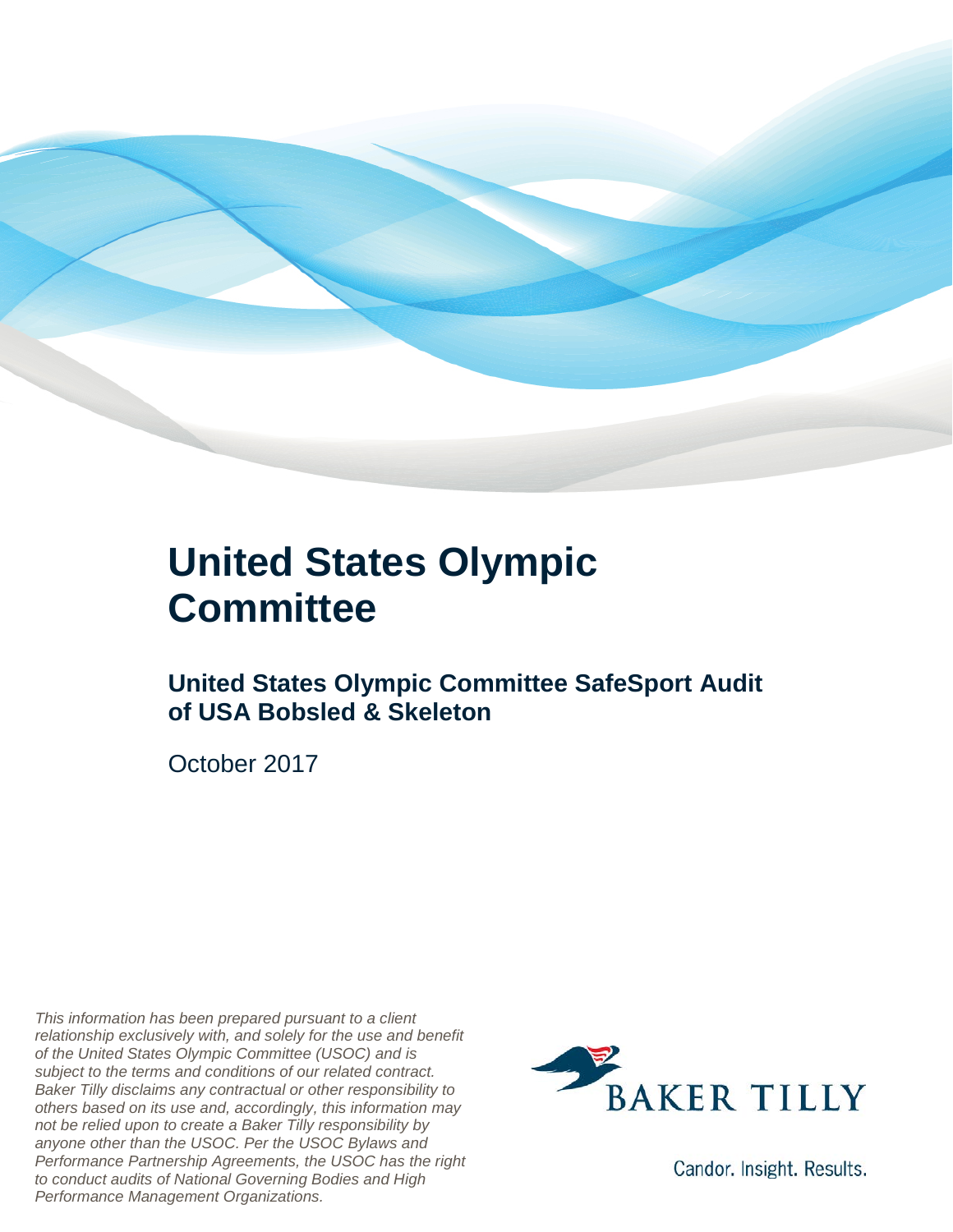# United States Olympic Committee

## United States Olympic Committee SafeSport Audit of USA Bobsled & Skeleton

October 2017

*This information has been prepared pursuant to a client relationship exclusively with, and solely for the use and benefit of the United States Olympic Committee (USOC) and is subject to the terms and conditions of our related contract. Baker Tilly disclaims any contractual or other responsibility to others based on its use and, accordingly, this information may not be relied upon to create a Baker Tilly responsibility by anyone other than the USOC. Per the USOC Bylaws and Performance Partnership Agreements, the USOC has the right to conduct audits of National Governing Bodies and High Performance Management Organizations.*

BAKER TILLY

Candor. Insight. Results.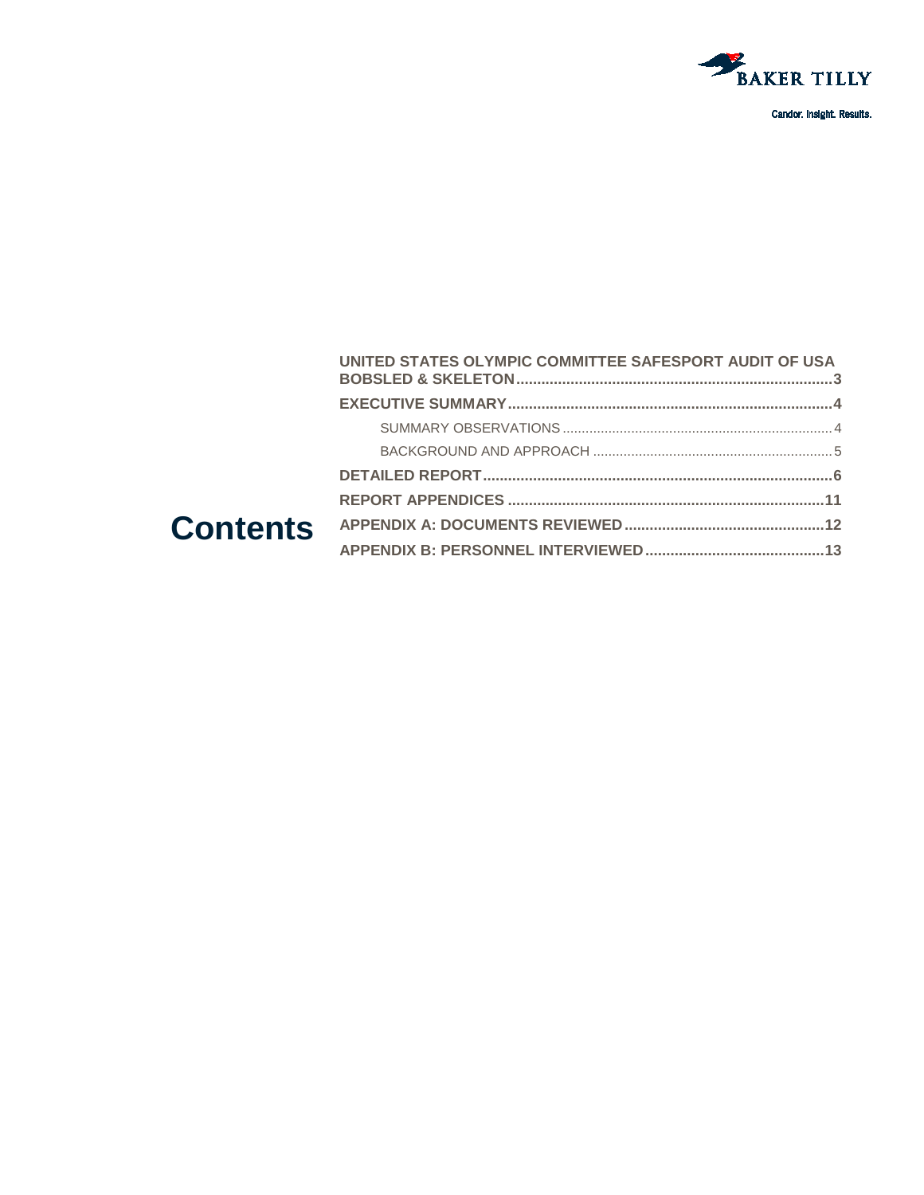BAKER TILLY

Candor. Insight. Results.

# Contents

**UNITED STATES OLYMPIC COMMITTEE SAFESPORT AUDIT OF USA BOBSLED & SKELETON.....3**

**EXECUTIVE SUMMARY.....4**

- SUMMARY OBSERVATIONS.....4
- BACKGROUND AND APPROACH.....5

**DETAILED REPORT.....6**

**REPORT APPENDICES.....11**

**APPENDIX A: DOCUMENTS REVIEWED.....12**

**APPENDIX B: PERSONNEL INTERVIEWED.....13**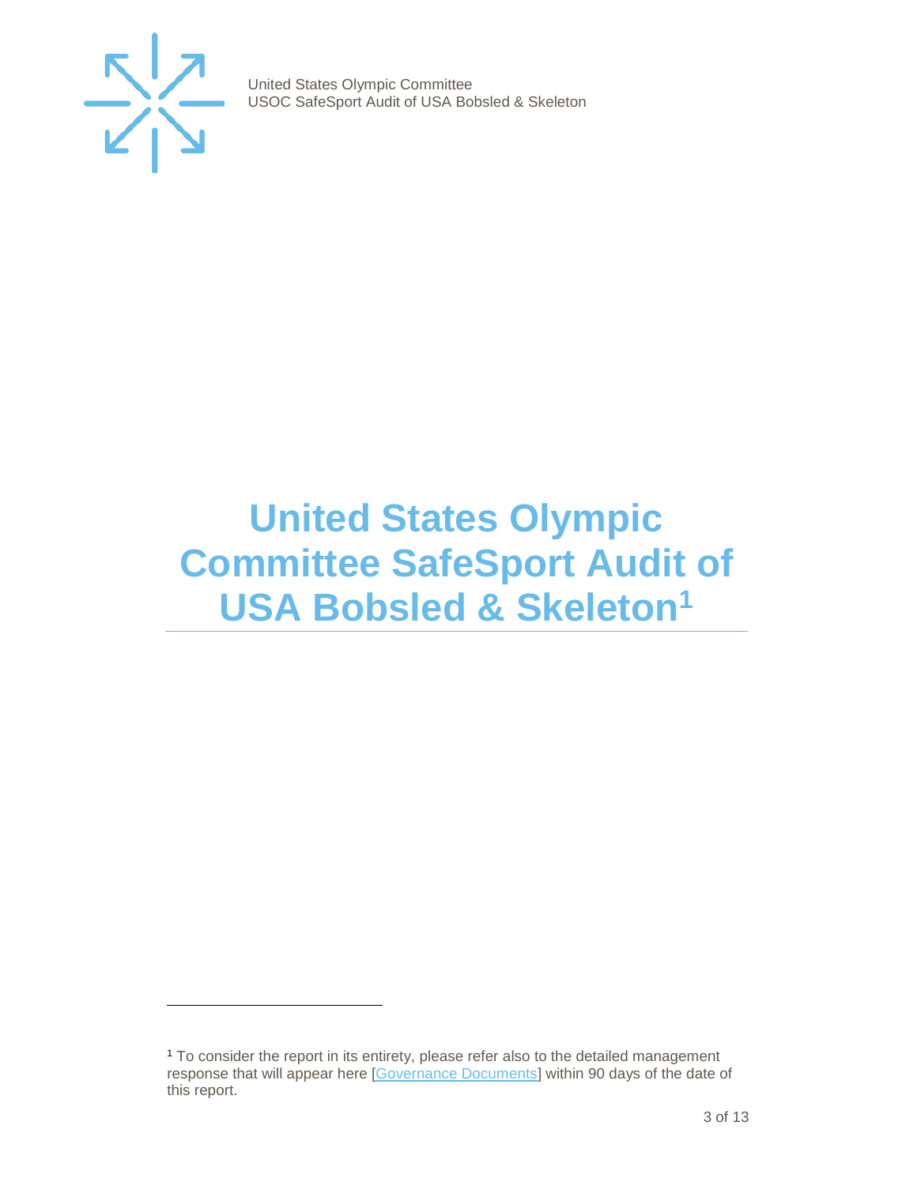# United States Olympic Committee SafeSport Audit of USA Bobsled & Skeleton[1]

[1] To consider the report in its entirety, please refer also to the detailed management response that will appear here [Governance Documents] within 90 days of the date of this report.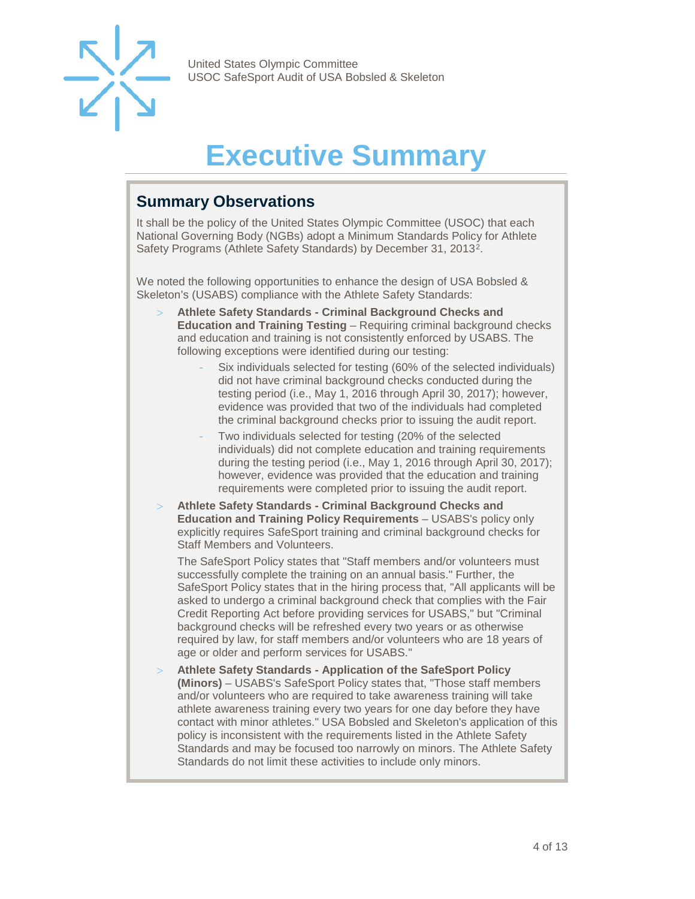# Executive Summary

## Summary Observations

It shall be the policy of the United States Olympic Committee (USOC) that each National Governing Body (NGBs) adopt a Minimum Standards Policy for Athlete Safety Programs (Athlete Safety Standards) by December 31, 2013[2].

We noted the following opportunities to enhance the design of USA Bobsled & Skeleton's (USABS) compliance with the Athlete Safety Standards:

- **Athlete Safety Standards - Criminal Background Checks and Education and Training Testing** – Requiring criminal background checks and education and training is not consistently enforced by USABS. The following exceptions were identified during our testing:
  - Six individuals selected for testing (60% of the selected individuals) did not have criminal background checks conducted during the testing period (i.e., May 1, 2016 through April 30, 2017); however, evidence was provided that two of the individuals had completed the criminal background checks prior to issuing the audit report.
  - Two individuals selected for testing (20% of the selected individuals) did not complete education and training requirements during the testing period (i.e., May 1, 2016 through April 30, 2017); however, evidence was provided that the education and training requirements were completed prior to issuing the audit report.
- **Athlete Safety Standards - Criminal Background Checks and Education and Training Policy Requirements** – USABS's policy only explicitly requires SafeSport training and criminal background checks for Staff Members and Volunteers.

  The SafeSport Policy states that "Staff members and/or volunteers must successfully complete the training on an annual basis." Further, the SafeSport Policy states that in the hiring process that, "All applicants will be asked to undergo a criminal background check that complies with the Fair Credit Reporting Act before providing services for USABS," but "Criminal background checks will be refreshed every two years or as otherwise required by law, for staff members and/or volunteers who are 18 years of age or older and perform services for USABS."
- **Athlete Safety Standards - Application of the SafeSport Policy (Minors)** – USABS's SafeSport Policy states that, "Those staff members and/or volunteers who are required to take awareness training will take athlete awareness training every two years for one day before they have contact with minor athletes." USA Bobsled and Skeleton's application of this policy is inconsistent with the requirements listed in the Athlete Safety Standards and may be focused too narrowly on minors. The Athlete Safety Standards do not limit these activities to include only minors.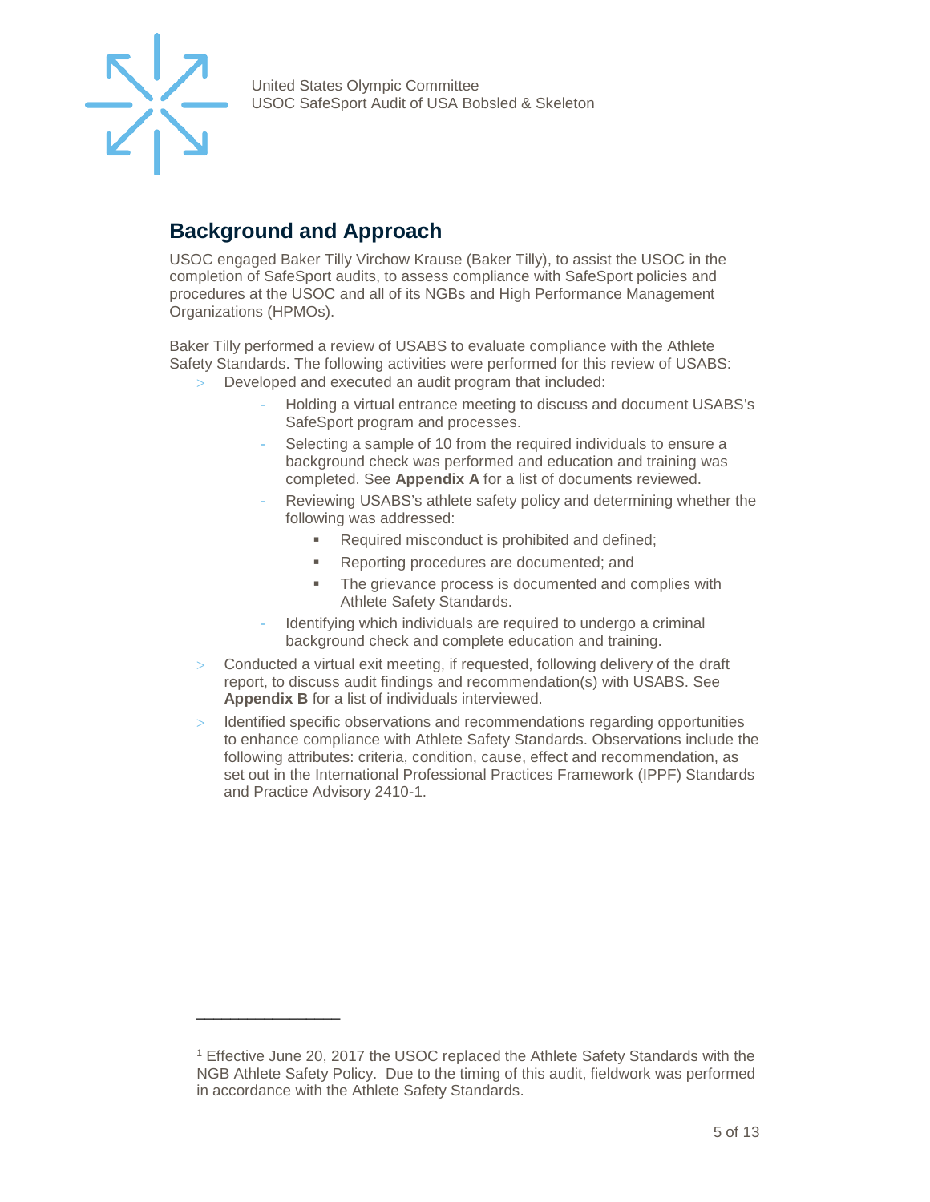## Background and Approach

USOC engaged Baker Tilly Virchow Krause (Baker Tilly), to assist the USOC in the completion of SafeSport audits, to assess compliance with SafeSport policies and procedures at the USOC and all of its NGBs and High Performance Management Organizations (HPMOs).

Baker Tilly performed a review of USABS to evaluate compliance with the Athlete Safety Standards. The following activities were performed for this review of USABS:

- Developed and executed an audit program that included:
  - Holding a virtual entrance meeting to discuss and document USABS's SafeSport program and processes.
  - Selecting a sample of 10 from the required individuals to ensure a background check was performed and education and training was completed. See **Appendix A** for a list of documents reviewed.
  - Reviewing USABS's athlete safety policy and determining whether the following was addressed:
    - Required misconduct is prohibited and defined;
    - Reporting procedures are documented; and
    - The grievance process is documented and complies with Athlete Safety Standards.
  - Identifying which individuals are required to undergo a criminal background check and complete education and training.
- Conducted a virtual exit meeting, if requested, following delivery of the draft report, to discuss audit findings and recommendation(s) with USABS. See **Appendix B** for a list of individuals interviewed.
- Identified specific observations and recommendations regarding opportunities to enhance compliance with Athlete Safety Standards. Observations include the following attributes: criteria, condition, cause, effect and recommendation, as set out in the International Professional Practices Framework (IPPF) Standards and Practice Advisory 2410-1.

---

[1] Effective June 20, 2017 the USOC replaced the Athlete Safety Standards with the NGB Athlete Safety Policy. Due to the timing of this audit, fieldwork was performed in accordance with the Athlete Safety Standards.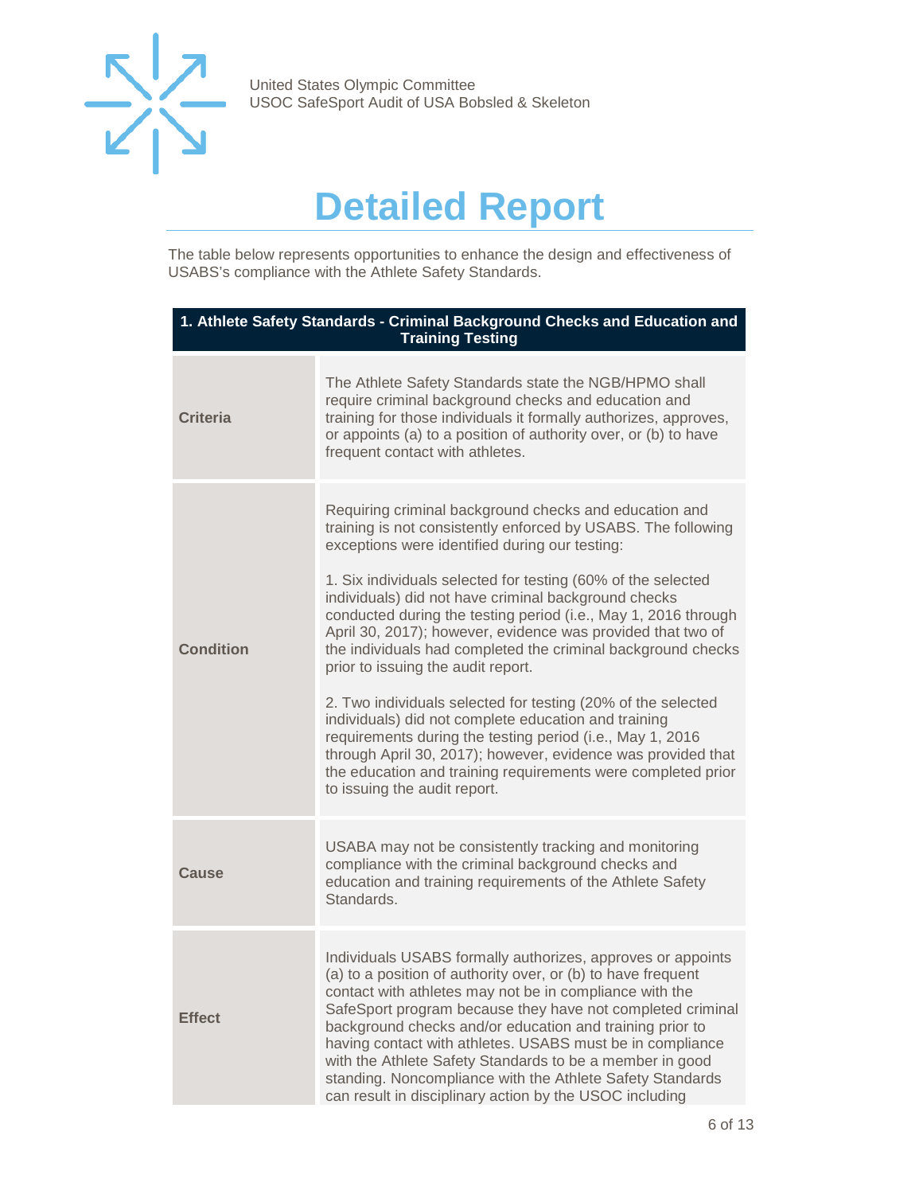# Detailed Report

The table below represents opportunities to enhance the design and effectiveness of USABS's compliance with the Athlete Safety Standards.

| 1. Athlete Safety Standards - Criminal Background Checks and Education and Training Testing | |
|---|---|
| **Criteria** | The Athlete Safety Standards state the NGB/HPMO shall require criminal background checks and education and training for those individuals it formally authorizes, approves, or appoints (a) to a position of authority over, or (b) to have frequent contact with athletes. |
| **Condition** | Requiring criminal background checks and education and training is not consistently enforced by USABS. The following exceptions were identified during our testing:<br><br>1. Six individuals selected for testing (60% of the selected individuals) did not have criminal background checks conducted during the testing period (i.e., May 1, 2016 through April 30, 2017); however, evidence was provided that two of the individuals had completed the criminal background checks prior to issuing the audit report.<br><br>2. Two individuals selected for testing (20% of the selected individuals) did not complete education and training requirements during the testing period (i.e., May 1, 2016 through April 30, 2017); however, evidence was provided that the education and training requirements were completed prior to issuing the audit report. |
| **Cause** | USABA may not be consistently tracking and monitoring compliance with the criminal background checks and education and training requirements of the Athlete Safety Standards. |
| **Effect** | Individuals USABS formally authorizes, approves or appoints (a) to a position of authority over, or (b) to have frequent contact with athletes may not be in compliance with the SafeSport program because they have not completed criminal background checks and/or education and training prior to having contact with athletes. USABS must be in compliance with the Athlete Safety Standards to be a member in good standing. Noncompliance with the Athlete Safety Standards can result in disciplinary action by the USOC including |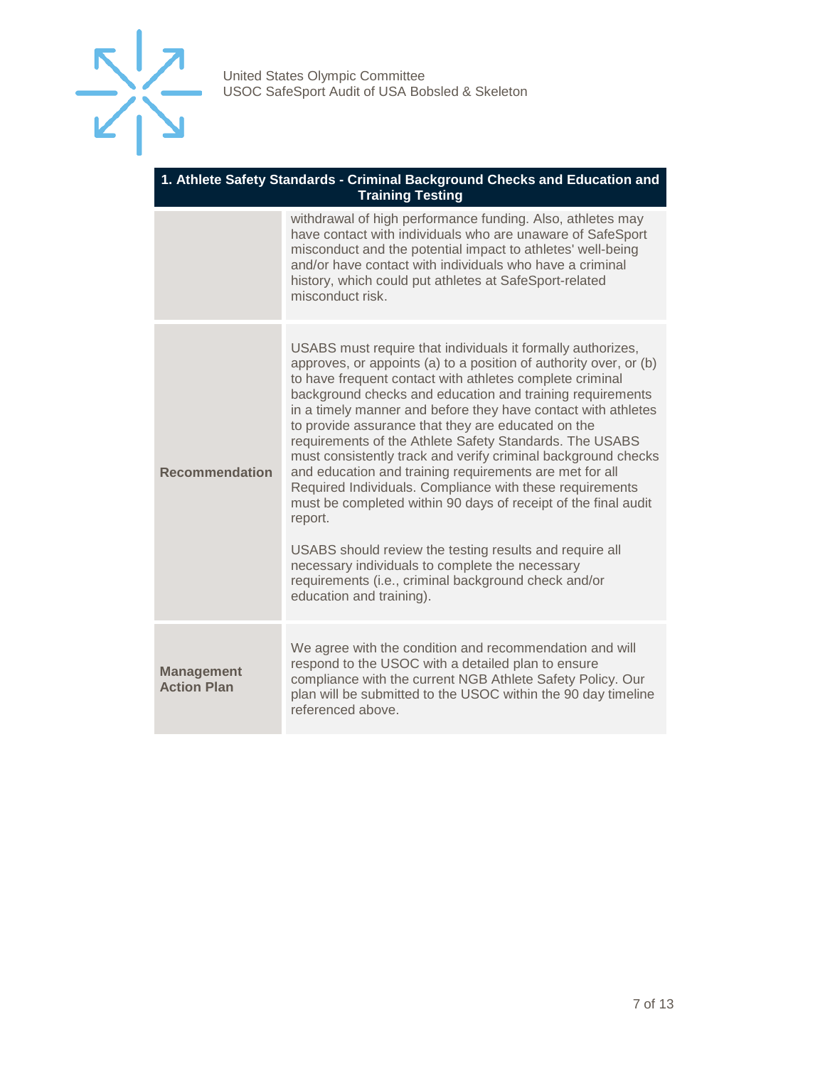| 1. Athlete Safety Standards - Criminal Background Checks and Education and Training Testing | |
|---|---|
| | withdrawal of high performance funding. Also, athletes may have contact with individuals who are unaware of SafeSport misconduct and the potential impact to athletes' well-being and/or have contact with individuals who have a criminal history, which could put athletes at SafeSport-related misconduct risk. |
| **Recommendation** | USABS must require that individuals it formally authorizes, approves, or appoints (a) to a position of authority over, or (b) to have frequent contact with athletes complete criminal background checks and education and training requirements in a timely manner and before they have contact with athletes to provide assurance that they are educated on the requirements of the Athlete Safety Standards. The USABS must consistently track and verify criminal background checks and education and training requirements are met for all Required Individuals. Compliance with these requirements must be completed within 90 days of receipt of the final audit report.<br><br>USABS should review the testing results and require all necessary individuals to complete the necessary requirements (i.e., criminal background check and/or education and training). |
| **Management Action Plan** | We agree with the condition and recommendation and will respond to the USOC with a detailed plan to ensure compliance with the current NGB Athlete Safety Policy. Our plan will be submitted to the USOC within the 90 day timeline referenced above. |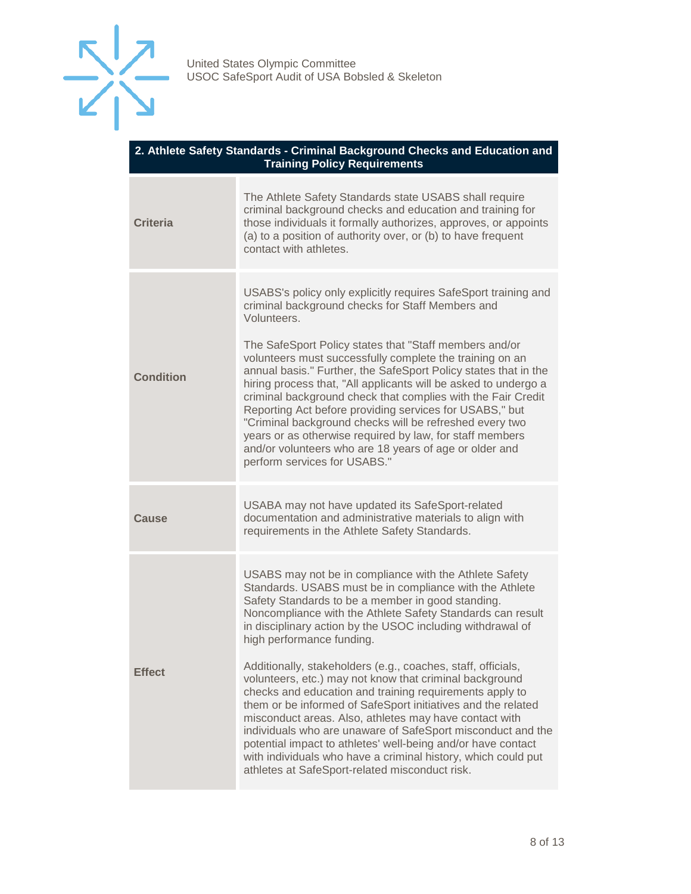| 2. Athlete Safety Standards - Criminal Background Checks and Education and Training Policy Requirements | |
|---|---|
| **Criteria** | The Athlete Safety Standards state USABS shall require criminal background checks and education and training for those individuals it formally authorizes, approves, or appoints (a) to a position of authority over, or (b) to have frequent contact with athletes. |
| **Condition** | USABS's policy only explicitly requires SafeSport training and criminal background checks for Staff Members and Volunteers.<br><br>The SafeSport Policy states that "Staff members and/or volunteers must successfully complete the training on an annual basis." Further, the SafeSport Policy states that in the hiring process that, "All applicants will be asked to undergo a criminal background check that complies with the Fair Credit Reporting Act before providing services for USABS," but "Criminal background checks will be refreshed every two years or as otherwise required by law, for staff members and/or volunteers who are 18 years of age or older and perform services for USABS." |
| **Cause** | USABA may not have updated its SafeSport-related documentation and administrative materials to align with requirements in the Athlete Safety Standards. |
| **Effect** | USABS may not be in compliance with the Athlete Safety Standards. USABS must be in compliance with the Athlete Safety Standards to be a member in good standing. Noncompliance with the Athlete Safety Standards can result in disciplinary action by the USOC including withdrawal of high performance funding.<br><br>Additionally, stakeholders (e.g., coaches, staff, officials, volunteers, etc.) may not know that criminal background checks and education and training requirements apply to them or be informed of SafeSport initiatives and the related misconduct areas. Also, athletes may have contact with individuals who are unaware of SafeSport misconduct and the potential impact to athletes' well-being and/or have contact with individuals who have a criminal history, which could put athletes at SafeSport-related misconduct risk. |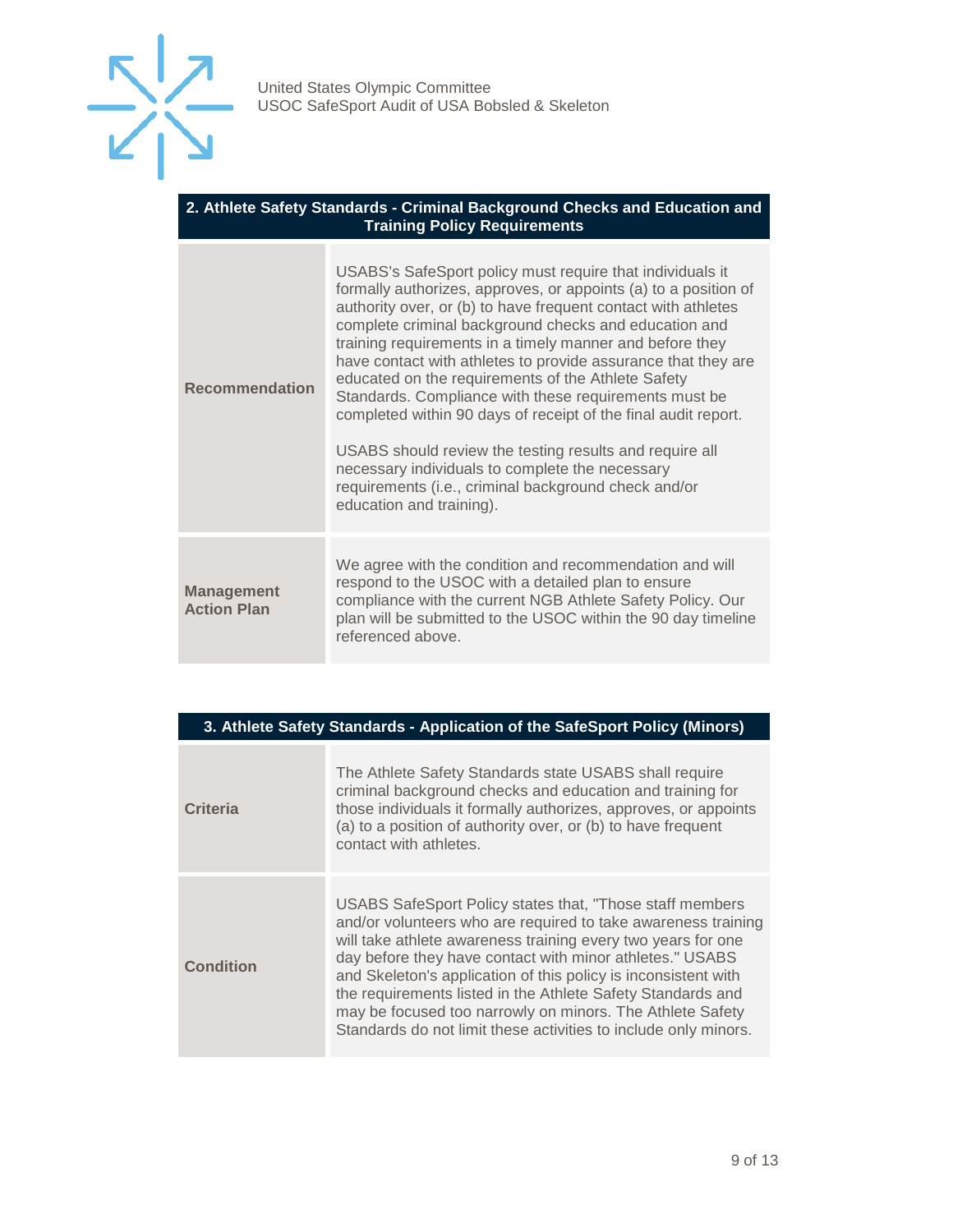| 2. Athlete Safety Standards - Criminal Background Checks and Education and Training Policy Requirements | |
|---|---|
| **Recommendation** | USABS's SafeSport policy must require that individuals it formally authorizes, approves, or appoints (a) to a position of authority over, or (b) to have frequent contact with athletes complete criminal background checks and education and training requirements in a timely manner and before they have contact with athletes to provide assurance that they are educated on the requirements of the Athlete Safety Standards. Compliance with these requirements must be completed within 90 days of receipt of the final audit report.<br><br>USABS should review the testing results and require all necessary individuals to complete the necessary requirements (i.e., criminal background check and/or education and training). |
| **Management Action Plan** | We agree with the condition and recommendation and will respond to the USOC with a detailed plan to ensure compliance with the current NGB Athlete Safety Policy. Our plan will be submitted to the USOC within the 90 day timeline referenced above. |

| 3. Athlete Safety Standards - Application of the SafeSport Policy (Minors) | |
|---|---|
| **Criteria** | The Athlete Safety Standards state USABS shall require criminal background checks and education and training for those individuals it formally authorizes, approves, or appoints (a) to a position of authority over, or (b) to have frequent contact with athletes. |
| **Condition** | USABS SafeSport Policy states that, "Those staff members and/or volunteers who are required to take awareness training will take athlete awareness training every two years for one day before they have contact with minor athletes." USABS and Skeleton's application of this policy is inconsistent with the requirements listed in the Athlete Safety Standards and may be focused too narrowly on minors. The Athlete Safety Standards do not limit these activities to include only minors. |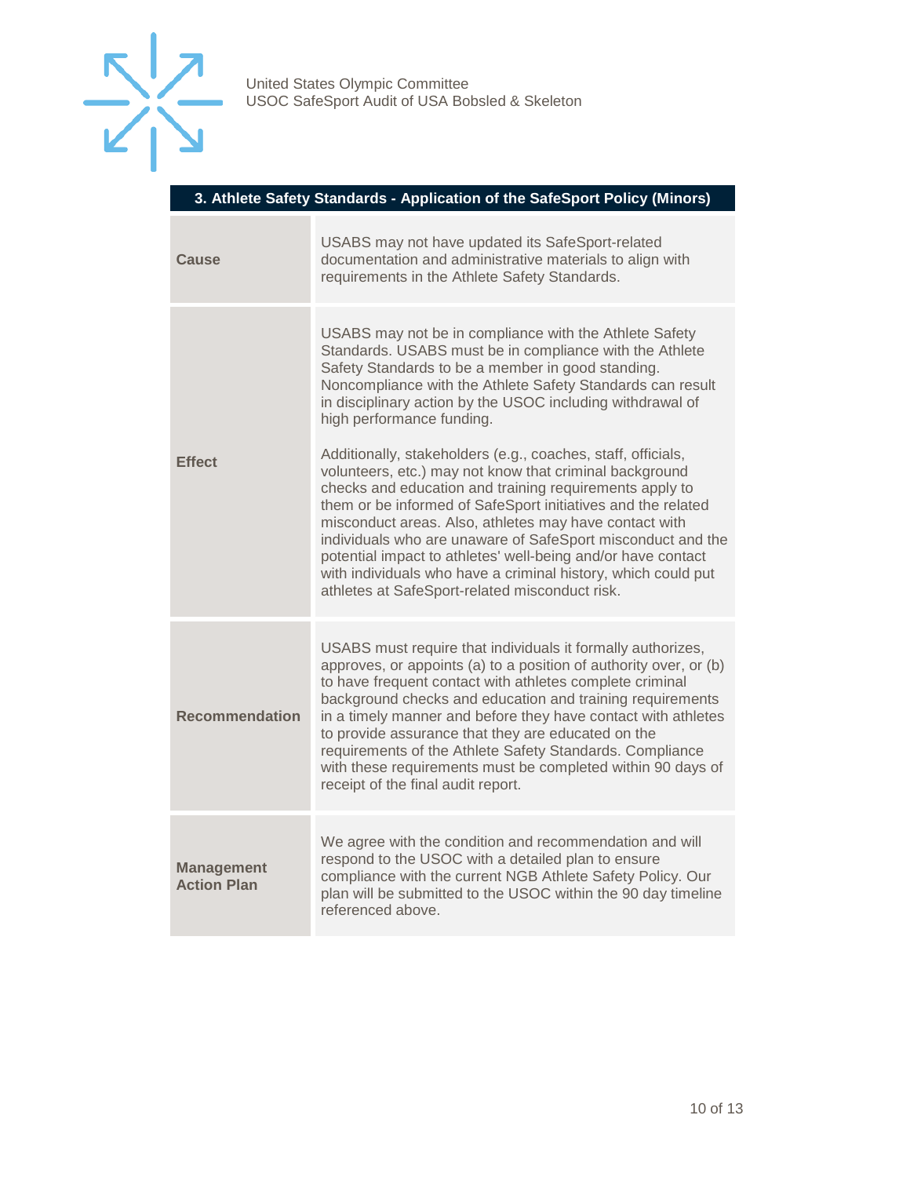| 3. Athlete Safety Standards - Application of the SafeSport Policy (Minors) | |
|---|---|
| **Cause** | USABS may not have updated its SafeSport-related documentation and administrative materials to align with requirements in the Athlete Safety Standards. |
| **Effect** | USABS may not be in compliance with the Athlete Safety Standards. USABS must be in compliance with the Athlete Safety Standards to be a member in good standing. Noncompliance with the Athlete Safety Standards can result in disciplinary action by the USOC including withdrawal of high performance funding.<br><br>Additionally, stakeholders (e.g., coaches, staff, officials, volunteers, etc.) may not know that criminal background checks and education and training requirements apply to them or be informed of SafeSport initiatives and the related misconduct areas. Also, athletes may have contact with individuals who are unaware of SafeSport misconduct and the potential impact to athletes' well-being and/or have contact with individuals who have a criminal history, which could put athletes at SafeSport-related misconduct risk. |
| **Recommendation** | USABS must require that individuals it formally authorizes, approves, or appoints (a) to a position of authority over, or (b) to have frequent contact with athletes complete criminal background checks and education and training requirements in a timely manner and before they have contact with athletes to provide assurance that they are educated on the requirements of the Athlete Safety Standards. Compliance with these requirements must be completed within 90 days of receipt of the final audit report. |
| **Management Action Plan** | We agree with the condition and recommendation and will respond to the USOC with a detailed plan to ensure compliance with the current NGB Athlete Safety Policy. Our plan will be submitted to the USOC within the 90 day timeline referenced above. |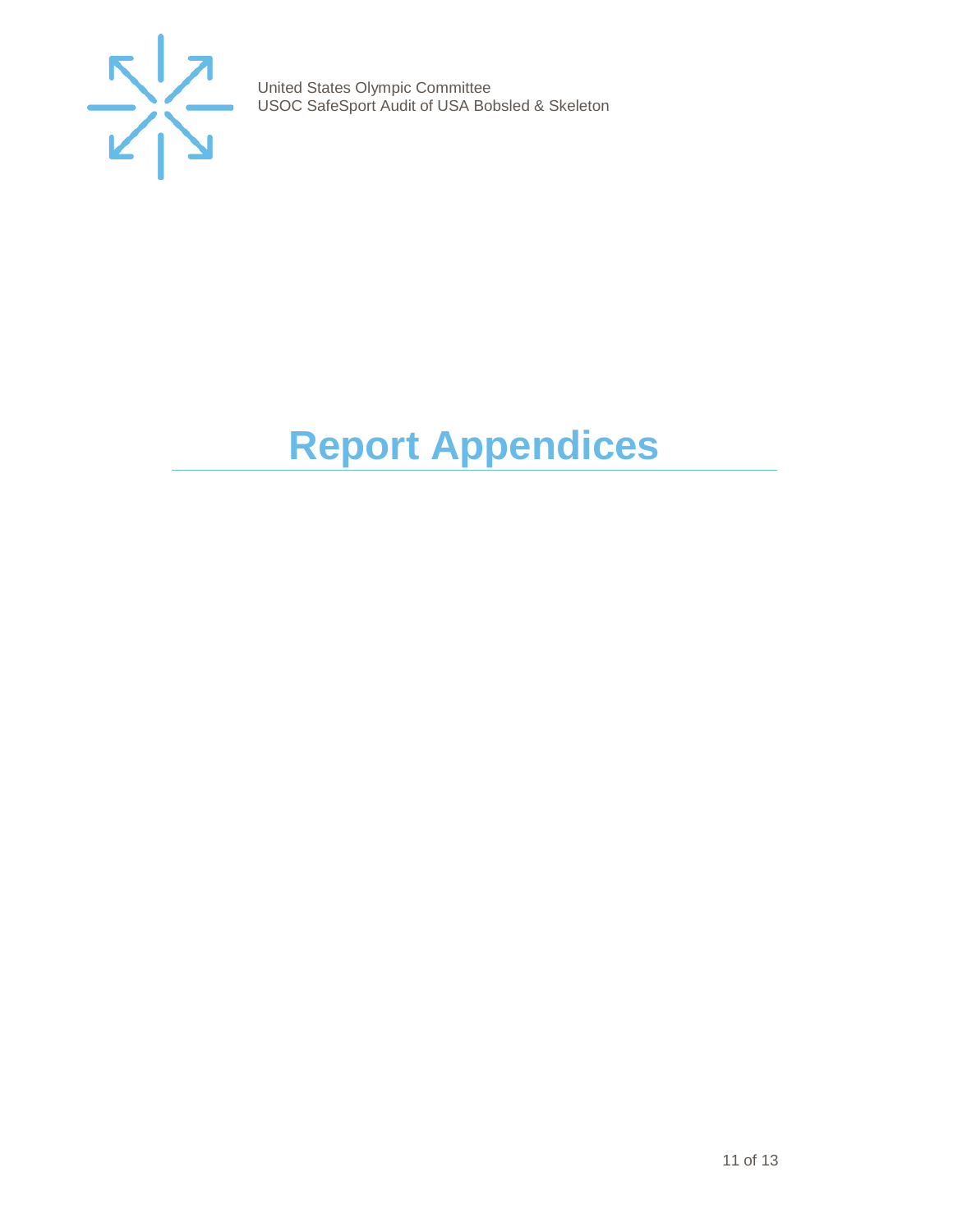# Report Appendices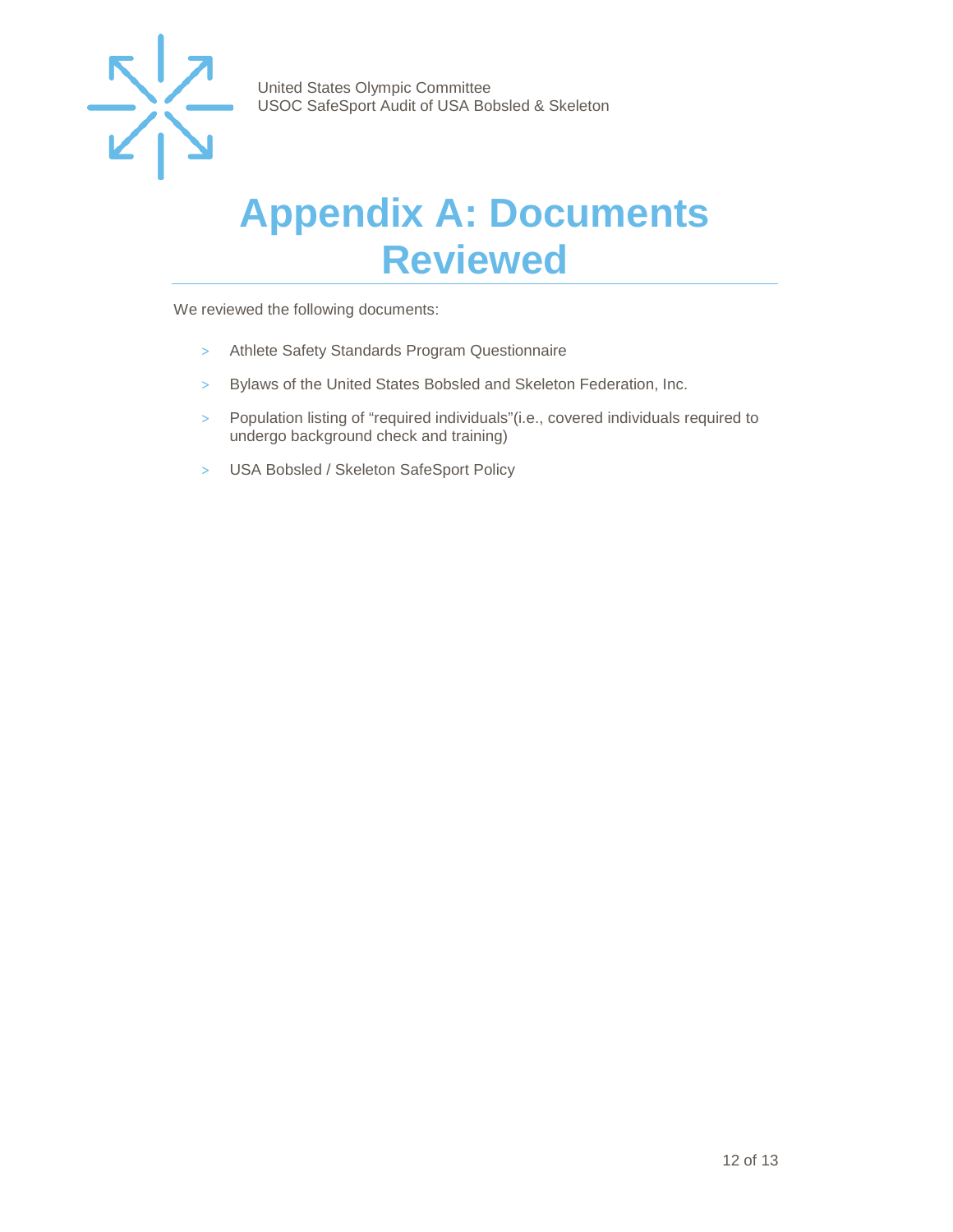# Appendix A: Documents Reviewed

We reviewed the following documents:

- Athlete Safety Standards Program Questionnaire
- Bylaws of the United States Bobsled and Skeleton Federation, Inc.
- Population listing of "required individuals"(i.e., covered individuals required to undergo background check and training)
- USA Bobsled / Skeleton SafeSport Policy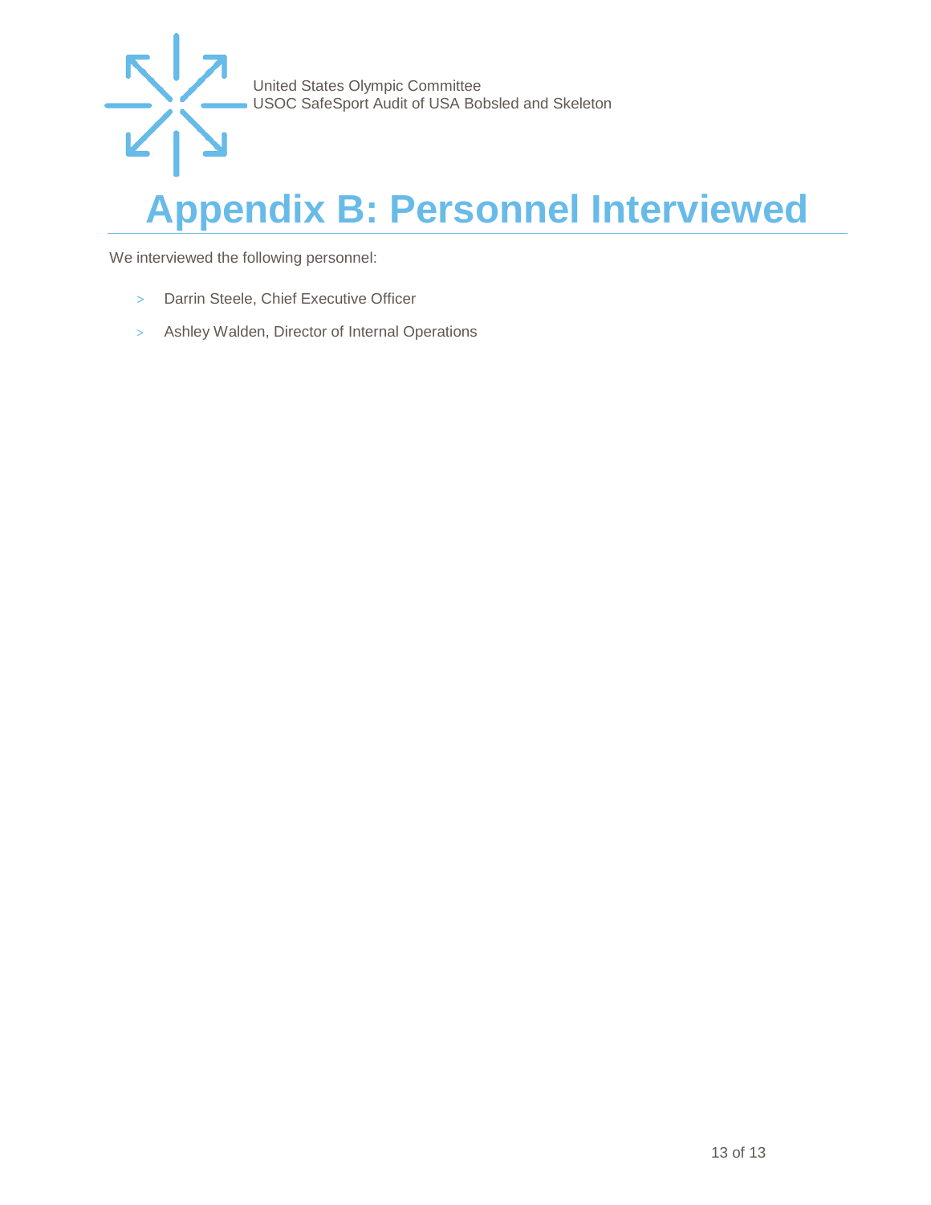# Appendix B: Personnel Interviewed

We interviewed the following personnel:

- Darrin Steele, Chief Executive Officer
- Ashley Walden, Director of Internal Operations